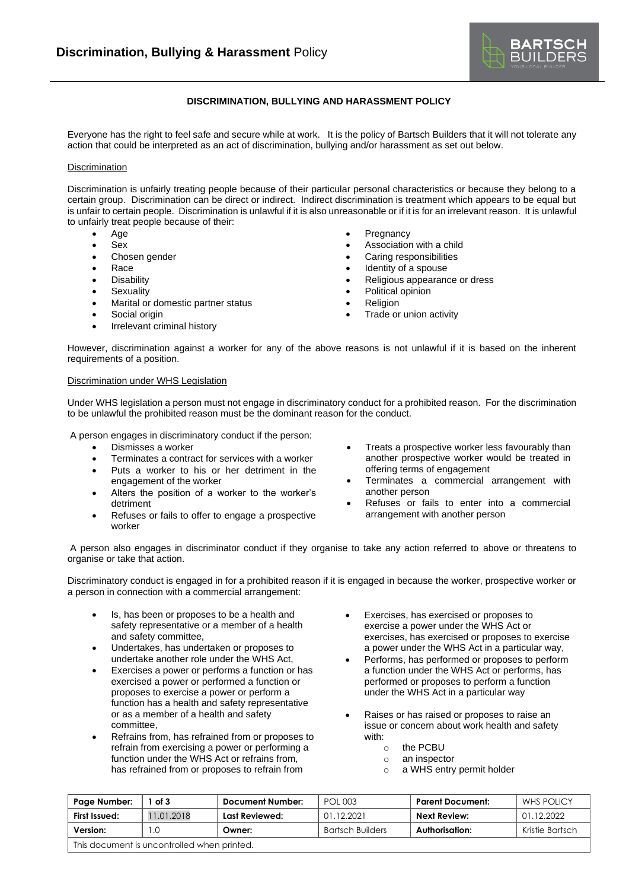# Discrimination, Bullying & Harassment Policy

## DISCRIMINATION, BULLYING AND HARASSMENT POLICY

Everyone has the right to feel safe and secure while at work. It is the policy of Bartsch Builders that it will not tolerate any action that could be interpreted as an act of discrimination, bullying and/or harassment as set out below.

### Discrimination

Discrimination is unfairly treating people because of their particular personal characteristics or because they belong to a certain group. Discrimination can be direct or indirect. Indirect discrimination is treatment which appears to be equal but is unfair to certain people. Discrimination is unlawful if it is also unreasonable or if it is for an irrelevant reason. It is unlawful to unfairly treat people because of their:

- Age
- Sex
- Chosen gender
- Race
- Disability
- Sexuality
- Marital or domestic partner status
- Social origin
- Irrelevant criminal history
- Pregnancy
- Association with a child
- Caring responsibilities
- Identity of a spouse
- Religious appearance or dress
- Political opinion
- Religion
- Trade or union activity

However, discrimination against a worker for any of the above reasons is not unlawful if it is based on the inherent requirements of a position.

### Discrimination under WHS Legislation

Under WHS legislation a person must not engage in discriminatory conduct for a prohibited reason. For the discrimination to be unlawful the prohibited reason must be the dominant reason for the conduct.

A person engages in discriminatory conduct if the person:

- Dismisses a worker
- Terminates a contract for services with a worker
- Puts a worker to his or her detriment in the engagement of the worker
- Alters the position of a worker to the worker's detriment
- Refuses or fails to offer to engage a prospective worker
- Treats a prospective worker less favourably than another prospective worker would be treated in offering terms of engagement
- Terminates a commercial arrangement with another person
- Refuses or fails to enter into a commercial arrangement with another person

A person also engages in discriminator conduct if they organise to take any action referred to above or threatens to organise or take that action.

Discriminatory conduct is engaged in for a prohibited reason if it is engaged in because the worker, prospective worker or a person in connection with a commercial arrangement:

- Is, has been or proposes to be a health and safety representative or a member of a health and safety committee,
- Undertakes, has undertaken or proposes to undertake another role under the WHS Act,
- Exercises a power or performs a function or has exercised a power or performed a function or proposes to exercise a power or perform a function has a health and safety representative or as a member of a health and safety committee,
- Refrains from, has refrained from or proposes to refrain from exercising a power or performing a function under the WHS Act or refrains from, has refrained from or proposes to refrain from
- Exercises, has exercised or proposes to exercise a power under the WHS Act or exercises, has exercised or proposes to exercise a power under the WHS Act in a particular way,
- Performs, has performed or proposes to perform a function under the WHS Act or performs, has performed or proposes to perform a function under the WHS Act in a particular way
- Raises or has raised or proposes to raise an issue or concern about work health and safety with:
  - the PCBU
  - an inspector
  - a WHS entry permit holder

| Page Number: | 1 of 3 | Document Number: | POL 003 | Parent Document: | WHS POLICY |
|---|---|---|---|---|---|
| First Issued: | 11.01.2018 | Last Reviewed: | 01.12.2021 | Next Review: | 01.12.2022 |
| Version: | 1.0 | Owner: | Bartsch Builders | Authorisation: | Kristie Bartsch |
| This document is uncontrolled when printed. | | | | | |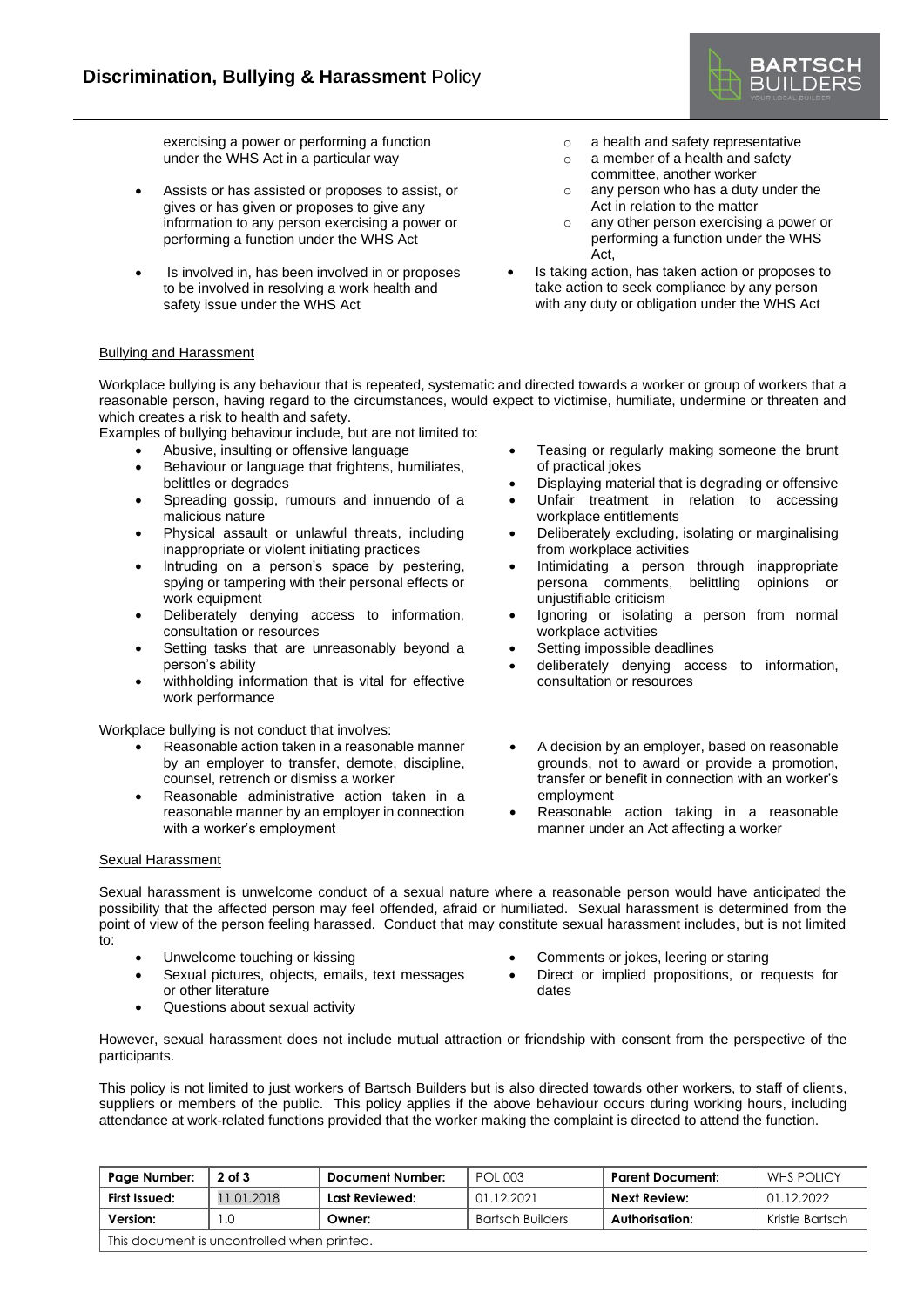exercising a power or performing a function under the WHS Act in a particular way

- Assists or has assisted or proposes to assist, or gives or has given or proposes to give any information to any person exercising a power or performing a function under the WHS Act
- Is involved in, has been involved in or proposes to be involved in resolving a work health and safety issue under the WHS Act
    - a health and safety representative
    - a member of a health and safety committee, another worker
    - any person who has a duty under the Act in relation to the matter
    - any other person exercising a power or performing a function under the WHS Act,
- Is taking action, has taken action or proposes to take action to seek compliance by any person with any duty or obligation under the WHS Act

Bullying and Harassment

Workplace bullying is any behaviour that is repeated, systematic and directed towards a worker or group of workers that a reasonable person, having regard to the circumstances, would expect to victimise, humiliate, undermine or threaten and which creates a risk to health and safety.

Examples of bullying behaviour include, but are not limited to:

- Abusive, insulting or offensive language
- Behaviour or language that frightens, humiliates, belittles or degrades
- Spreading gossip, rumours and innuendo of a malicious nature
- Physical assault or unlawful threats, including inappropriate or violent initiating practices
- Intruding on a person's space by pestering, spying or tampering with their personal effects or work equipment
- Deliberately denying access to information, consultation or resources
- Setting tasks that are unreasonably beyond a person's ability
- withholding information that is vital for effective work performance
- Teasing or regularly making someone the brunt of practical jokes
- Displaying material that is degrading or offensive
- Unfair treatment in relation to accessing workplace entitlements
- Deliberately excluding, isolating or marginalising from workplace activities
- Intimidating a person through inappropriate persona comments, belittling opinions or unjustifiable criticism
- Ignoring or isolating a person from normal workplace activities
- Setting impossible deadlines
- deliberately denying access to information, consultation or resources

Workplace bullying is not conduct that involves:

- Reasonable action taken in a reasonable manner by an employer to transfer, demote, discipline, counsel, retrench or dismiss a worker
- Reasonable administrative action taken in a reasonable manner by an employer in connection with a worker's employment
- A decision by an employer, based on reasonable grounds, not to award or provide a promotion, transfer or benefit in connection with an worker's employment
- Reasonable action taking in a reasonable manner under an Act affecting a worker

Sexual Harassment

Sexual harassment is unwelcome conduct of a sexual nature where a reasonable person would have anticipated the possibility that the affected person may feel offended, afraid or humiliated. Sexual harassment is determined from the point of view of the person feeling harassed. Conduct that may constitute sexual harassment includes, but is not limited to:

- Unwelcome touching or kissing
- Sexual pictures, objects, emails, text messages or other literature
- Questions about sexual activity
- Comments or jokes, leering or staring
- Direct or implied propositions, or requests for dates

However, sexual harassment does not include mutual attraction or friendship with consent from the perspective of the participants.

This policy is not limited to just workers of Bartsch Builders but is also directed towards other workers, to staff of clients, suppliers or members of the public. This policy applies if the above behaviour occurs during working hours, including attendance at work-related functions provided that the worker making the complaint is directed to attend the function.

| Page Number: | 2 of 3 | Document Number: | POL 003 | Parent Document: | WHS POLICY |
|---|---|---|---|---|---|
| First Issued: | 11.01.2018 | Last Reviewed: | 01.12.2021 | Next Review: | 01.12.2022 |
| Version: | 1.0 | Owner: | Bartsch Builders | Authorisation: | Kristie Bartsch |
| This document is uncontrolled when printed. | | | | | |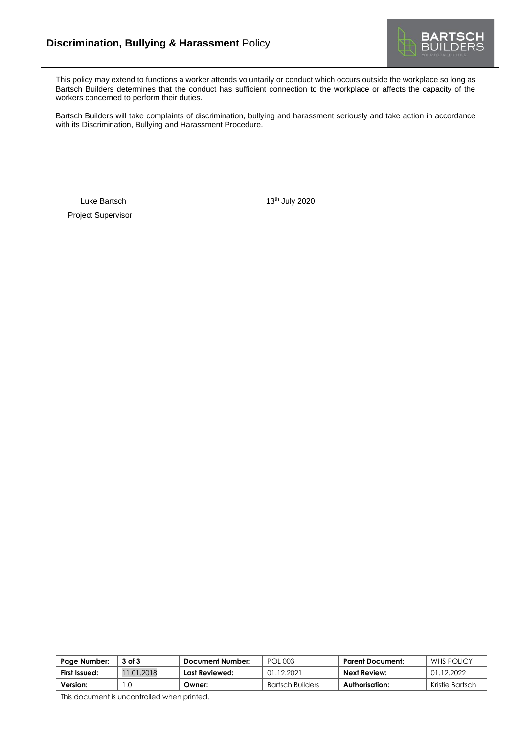This policy may extend to functions a worker attends voluntarily or conduct which occurs outside the workplace so long as Bartsch Builders determines that the conduct has sufficient connection to the workplace or affects the capacity of the workers concerned to perform their duties.

Bartsch Builders will take complaints of discrimination, bullying and harassment seriously and take action in accordance with its Discrimination, Bullying and Harassment Procedure.

Luke Bartsch

Project Supervisor

13th July 2020

| | | | | | |
|---|---|---|---|---|---|
| **Page Number:** | **3 of 3** | **Document Number:** | POL 003 | **Parent Document:** | WHS POLICY |
| **First Issued:** | 11.01.2018 | **Last Reviewed:** | 01.12.2021 | **Next Review:** | 01.12.2022 |
| **Version:** | 1.0 | **Owner:** | Bartsch Builders | **Authorisation:** | Kristie Bartsch |
| This document is uncontrolled when printed. | | | | | |